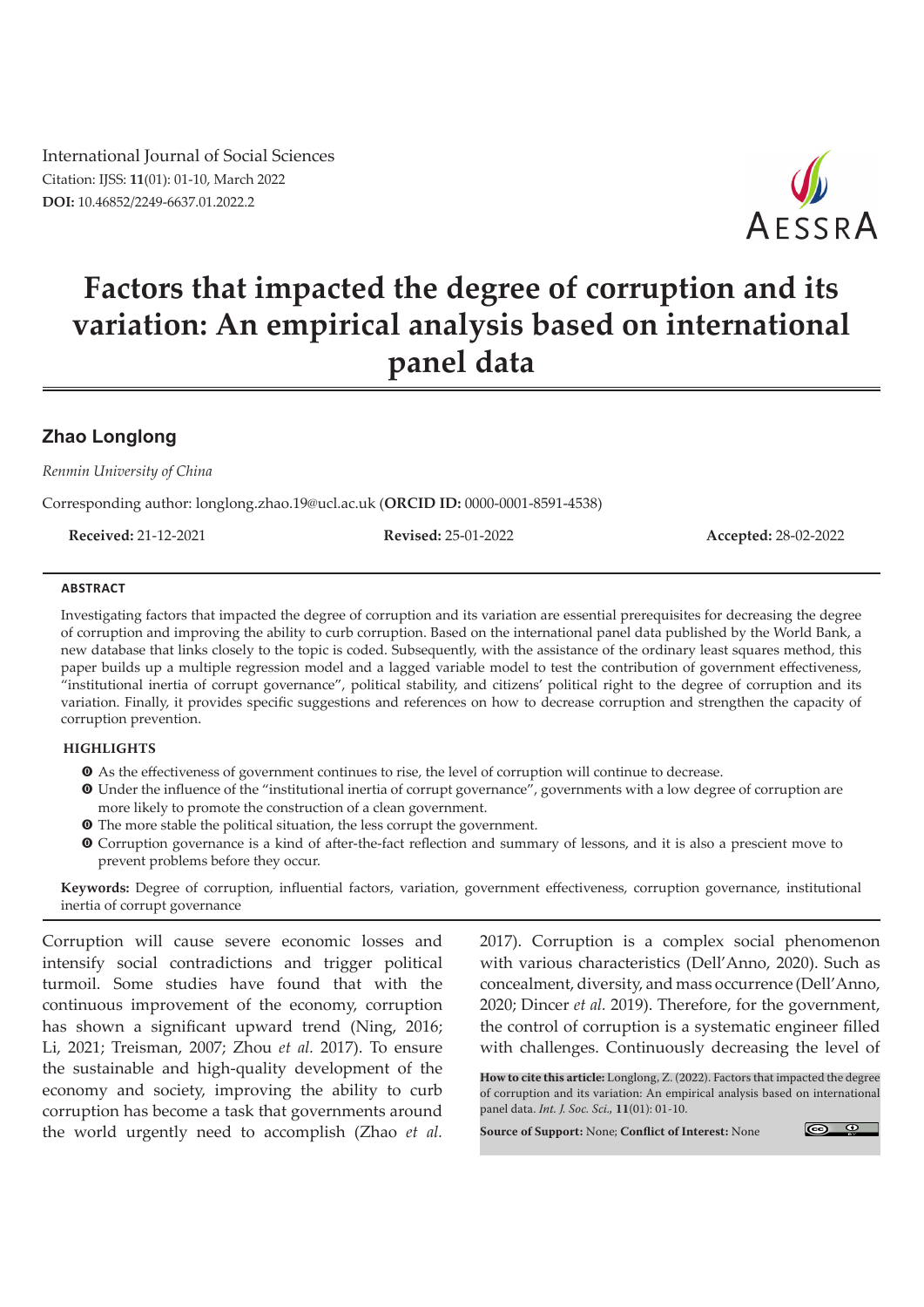International Journal of Social Sciences
Citation: IJSS: **11**(01): 01-10, March 2022
**DOI:** 10.46852/2249-6637.01.2022.2

# Factors that impacted the degree of corruption and its variation: An empirical analysis based on international panel data

**Zhao Longlong**

*Renmin University of China*

Corresponding author: longlong.zhao.19@ucl.ac.uk (**ORCID ID:** 0000-0001-8591-4538)

**Received:** 21-12-2021 **Revised:** 25-01-2022 **Accepted:** 28-02-2022

## ABSTRACT

Investigating factors that impacted the degree of corruption and its variation are essential prerequisites for decreasing the degree of corruption and improving the ability to curb corruption. Based on the international panel data published by the World Bank, a new database that links closely to the topic is coded. Subsequently, with the assistance of the ordinary least squares method, this paper builds up a multiple regression model and a lagged variable model to test the contribution of government effectiveness, "institutional inertia of corrupt governance", political stability, and citizens' political right to the degree of corruption and its variation. Finally, it provides specific suggestions and references on how to decrease corruption and strengthen the capacity of corruption prevention.

## HIGHLIGHTS

- As the effectiveness of government continues to rise, the level of corruption will continue to decrease.
- Under the influence of the "institutional inertia of corrupt governance", governments with a low degree of corruption are more likely to promote the construction of a clean government.
- The more stable the political situation, the less corrupt the government.
- Corruption governance is a kind of after-the-fact reflection and summary of lessons, and it is also a prescient move to prevent problems before they occur.

**Keywords:** Degree of corruption, influential factors, variation, government effectiveness, corruption governance, institutional inertia of corrupt governance

Corruption will cause severe economic losses and intensify social contradictions and trigger political turmoil. Some studies have found that with the continuous improvement of the economy, corruption has shown a significant upward trend (Ning, 2016; Li, 2021; Treisman, 2007; Zhou *et al.* 2017). To ensure the sustainable and high-quality development of the economy and society, improving the ability to curb corruption has become a task that governments around the world urgently need to accomplish (Zhao *et al.* 2017). Corruption is a complex social phenomenon with various characteristics (Dell'Anno, 2020). Such as concealment, diversity, and mass occurrence (Dell'Anno, 2020; Dincer *et al.* 2019). Therefore, for the government, the control of corruption is a systematic engineer filled with challenges. Continuously decreasing the level of

**How to cite this article:** Longlong, Z. (2022). Factors that impacted the degree of corruption and its variation: An empirical analysis based on international panel data. *Int. J. Soc. Sci.*, **11**(01): 01-10.

**Source of Support:** None; **Conflict of Interest:** None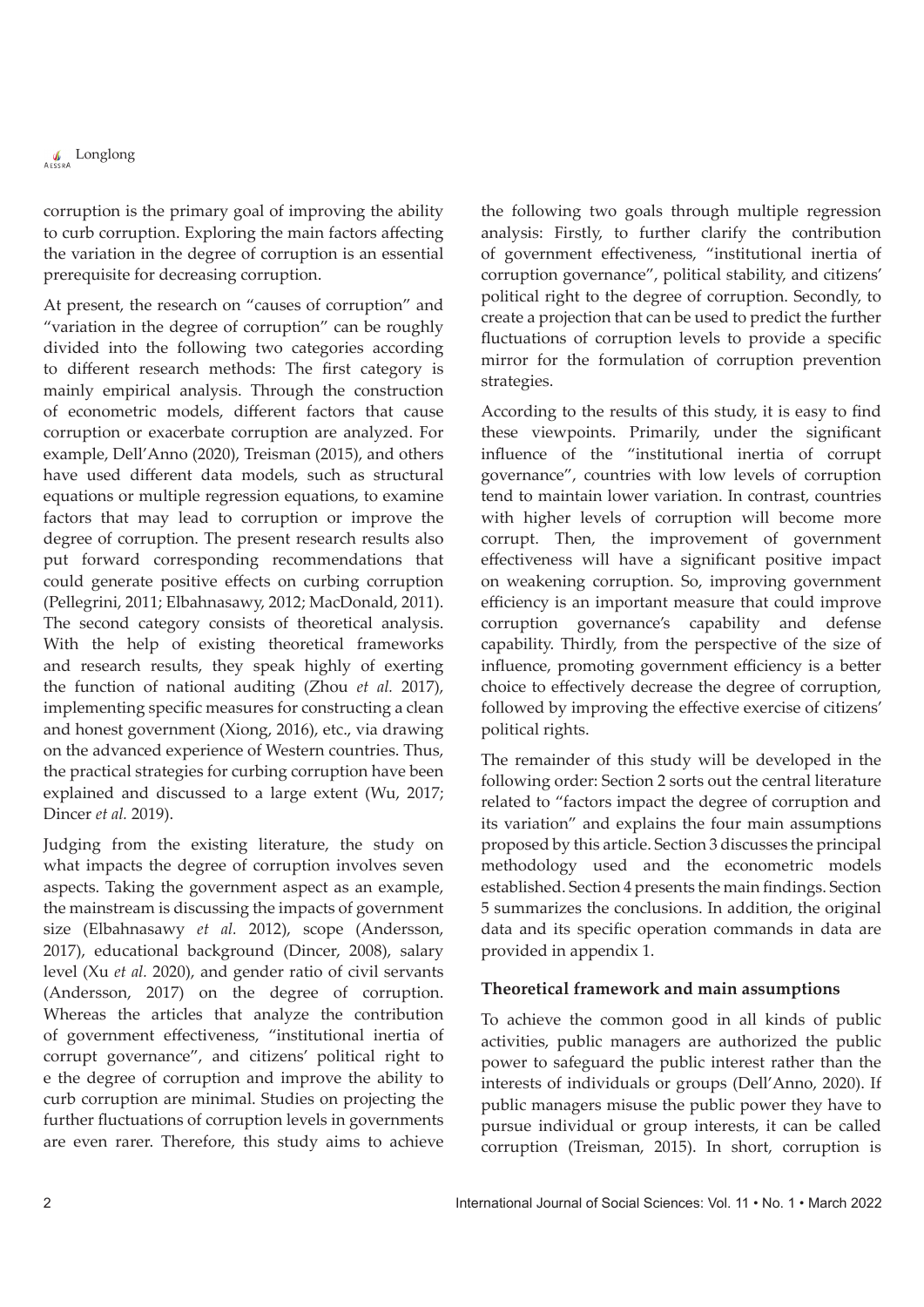corruption is the primary goal of improving the ability to curb corruption. Exploring the main factors affecting the variation in the degree of corruption is an essential prerequisite for decreasing corruption.

At present, the research on "causes of corruption" and "variation in the degree of corruption" can be roughly divided into the following two categories according to different research methods: The first category is mainly empirical analysis. Through the construction of econometric models, different factors that cause corruption or exacerbate corruption are analyzed. For example, Dell'Anno (2020), Treisman (2015), and others have used different data models, such as structural equations or multiple regression equations, to examine factors that may lead to corruption or improve the degree of corruption. The present research results also put forward corresponding recommendations that could generate positive effects on curbing corruption (Pellegrini, 2011; Elbahnasawy, 2012; MacDonald, 2011). The second category consists of theoretical analysis. With the help of existing theoretical frameworks and research results, they speak highly of exerting the function of national auditing (Zhou *et al.* 2017), implementing specific measures for constructing a clean and honest government (Xiong, 2016), etc., via drawing on the advanced experience of Western countries. Thus, the practical strategies for curbing corruption have been explained and discussed to a large extent (Wu, 2017; Dincer *et al.* 2019).

Judging from the existing literature, the study on what impacts the degree of corruption involves seven aspects. Taking the government aspect as an example, the mainstream is discussing the impacts of government size (Elbahnasawy *et al.* 2012), scope (Andersson, 2017), educational background (Dincer, 2008), salary level (Xu *et al.* 2020), and gender ratio of civil servants (Andersson, 2017) on the degree of corruption. Whereas the articles that analyze the contribution of government effectiveness, "institutional inertia of corrupt governance", and citizens' political right to e the degree of corruption and improve the ability to curb corruption are minimal. Studies on projecting the further fluctuations of corruption levels in governments are even rarer. Therefore, this study aims to achieve the following two goals through multiple regression analysis: Firstly, to further clarify the contribution of government effectiveness, "institutional inertia of corruption governance", political stability, and citizens' political right to the degree of corruption. Secondly, to create a projection that can be used to predict the further fluctuations of corruption levels to provide a specific mirror for the formulation of corruption prevention strategies.

According to the results of this study, it is easy to find these viewpoints. Primarily, under the significant influence of the "institutional inertia of corrupt governance", countries with low levels of corruption tend to maintain lower variation. In contrast, countries with higher levels of corruption will become more corrupt. Then, the improvement of government effectiveness will have a significant positive impact on weakening corruption. So, improving government efficiency is an important measure that could improve corruption governance's capability and defense capability. Thirdly, from the perspective of the size of influence, promoting government efficiency is a better choice to effectively decrease the degree of corruption, followed by improving the effective exercise of citizens' political rights.

The remainder of this study will be developed in the following order: Section 2 sorts out the central literature related to "factors impact the degree of corruption and its variation" and explains the four main assumptions proposed by this article. Section 3 discusses the principal methodology used and the econometric models established. Section 4 presents the main findings. Section 5 summarizes the conclusions. In addition, the original data and its specific operation commands in data are provided in appendix 1.

## Theoretical framework and main assumptions

To achieve the common good in all kinds of public activities, public managers are authorized the public power to safeguard the public interest rather than the interests of individuals or groups (Dell'Anno, 2020). If public managers misuse the public power they have to pursue individual or group interests, it can be called corruption (Treisman, 2015). In short, corruption is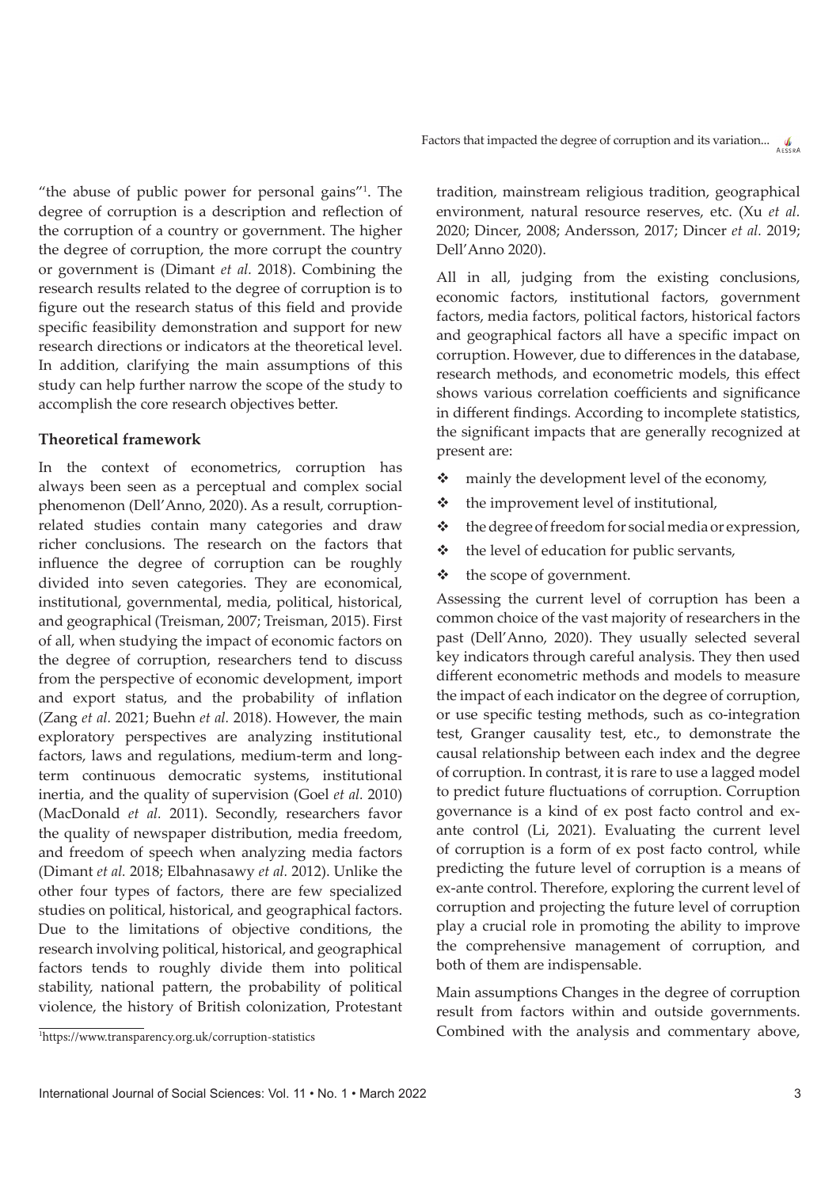"the abuse of public power for personal gains"[1]. The degree of corruption is a description and reflection of the corruption of a country or government. The higher the degree of corruption, the more corrupt the country or government is (Dimant *et al.* 2018). Combining the research results related to the degree of corruption is to figure out the research status of this field and provide specific feasibility demonstration and support for new research directions or indicators at the theoretical level. In addition, clarifying the main assumptions of this study can help further narrow the scope of the study to accomplish the core research objectives better.

### Theoretical framework

In the context of econometrics, corruption has always been seen as a perceptual and complex social phenomenon (Dell'Anno, 2020). As a result, corruption-related studies contain many categories and draw richer conclusions. The research on the factors that influence the degree of corruption can be roughly divided into seven categories. They are economical, institutional, governmental, media, political, historical, and geographical (Treisman, 2007; Treisman, 2015). First of all, when studying the impact of economic factors on the degree of corruption, researchers tend to discuss from the perspective of economic development, import and export status, and the probability of inflation (Zang *et al.* 2021; Buehn *et al.* 2018). However, the main exploratory perspectives are analyzing institutional factors, laws and regulations, medium-term and long-term continuous democratic systems, institutional inertia, and the quality of supervision (Goel *et al.* 2010) (MacDonald *et al.* 2011). Secondly, researchers favor the quality of newspaper distribution, media freedom, and freedom of speech when analyzing media factors (Dimant *et al.* 2018; Elbahnasawy *et al.* 2012). Unlike the other four types of factors, there are few specialized studies on political, historical, and geographical factors. Due to the limitations of objective conditions, the research involving political, historical, and geographical factors tends to roughly divide them into political stability, national pattern, the probability of political violence, the history of British colonization, Protestant tradition, mainstream religious tradition, geographical environment, natural resource reserves, etc. (Xu *et al.* 2020; Dincer, 2008; Andersson, 2017; Dincer *et al.* 2019; Dell'Anno 2020).

All in all, judging from the existing conclusions, economic factors, institutional factors, government factors, media factors, political factors, historical factors and geographical factors all have a specific impact on corruption. However, due to differences in the database, research methods, and econometric models, this effect shows various correlation coefficients and significance in different findings. According to incomplete statistics, the significant impacts that are generally recognized at present are:

- mainly the development level of the economy,
- the improvement level of institutional,
- the degree of freedom for social media or expression,
- the level of education for public servants,
- the scope of government.

Assessing the current level of corruption has been a common choice of the vast majority of researchers in the past (Dell'Anno, 2020). They usually selected several key indicators through careful analysis. They then used different econometric methods and models to measure the impact of each indicator on the degree of corruption, or use specific testing methods, such as co-integration test, Granger causality test, etc., to demonstrate the causal relationship between each index and the degree of corruption. In contrast, it is rare to use a lagged model to predict future fluctuations of corruption. Corruption governance is a kind of ex post facto control and ex-ante control (Li, 2021). Evaluating the current level of corruption is a form of ex post facto control, while predicting the future level of corruption is a means of ex-ante control. Therefore, exploring the current level of corruption and projecting the future level of corruption play a crucial role in promoting the ability to improve the comprehensive management of corruption, and both of them are indispensable.

Main assumptions Changes in the degree of corruption result from factors within and outside governments. Combined with the analysis and commentary above,

[1] https://www.transparency.org.uk/corruption-statistics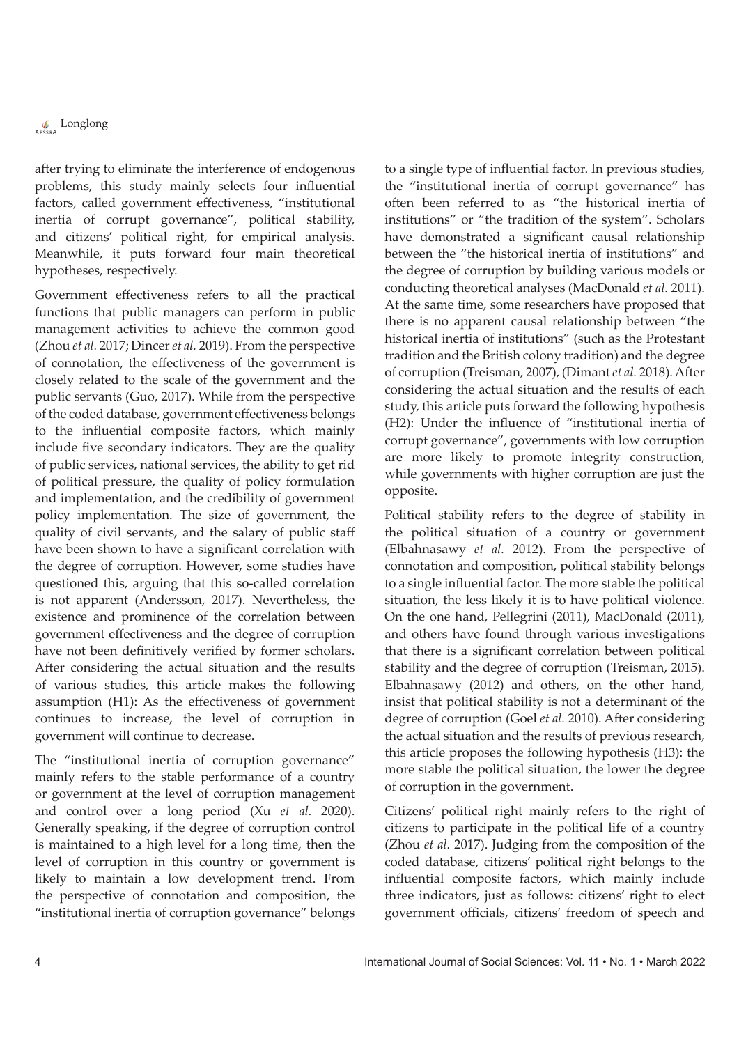after trying to eliminate the interference of endogenous problems, this study mainly selects four influential factors, called government effectiveness, "institutional inertia of corrupt governance", political stability, and citizens' political right, for empirical analysis. Meanwhile, it puts forward four main theoretical hypotheses, respectively.

Government effectiveness refers to all the practical functions that public managers can perform in public management activities to achieve the common good (Zhou *et al.* 2017; Dincer *et al.* 2019). From the perspective of connotation, the effectiveness of the government is closely related to the scale of the government and the public servants (Guo, 2017). While from the perspective of the coded database, government effectiveness belongs to the influential composite factors, which mainly include five secondary indicators. They are the quality of public services, national services, the ability to get rid of political pressure, the quality of policy formulation and implementation, and the credibility of government policy implementation. The size of government, the quality of civil servants, and the salary of public staff have been shown to have a significant correlation with the degree of corruption. However, some studies have questioned this, arguing that this so-called correlation is not apparent (Andersson, 2017). Nevertheless, the existence and prominence of the correlation between government effectiveness and the degree of corruption have not been definitively verified by former scholars. After considering the actual situation and the results of various studies, this article makes the following assumption (H1): As the effectiveness of government continues to increase, the level of corruption in government will continue to decrease.

The "institutional inertia of corruption governance" mainly refers to the stable performance of a country or government at the level of corruption management and control over a long period (Xu *et al.* 2020). Generally speaking, if the degree of corruption control is maintained to a high level for a long time, then the level of corruption in this country or government is likely to maintain a low development trend. From the perspective of connotation and composition, the "institutional inertia of corruption governance" belongs to a single type of influential factor. In previous studies, the "institutional inertia of corrupt governance" has often been referred to as "the historical inertia of institutions" or "the tradition of the system". Scholars have demonstrated a significant causal relationship between the "the historical inertia of institutions" and the degree of corruption by building various models or conducting theoretical analyses (MacDonald *et al.* 2011). At the same time, some researchers have proposed that there is no apparent causal relationship between "the historical inertia of institutions" (such as the Protestant tradition and the British colony tradition) and the degree of corruption (Treisman, 2007), (Dimant *et al.* 2018). After considering the actual situation and the results of each study, this article puts forward the following hypothesis (H2): Under the influence of "institutional inertia of corrupt governance", governments with low corruption are more likely to promote integrity construction, while governments with higher corruption are just the opposite.

Political stability refers to the degree of stability in the political situation of a country or government (Elbahnasawy *et al.* 2012). From the perspective of connotation and composition, political stability belongs to a single influential factor. The more stable the political situation, the less likely it is to have political violence. On the one hand, Pellegrini (2011), MacDonald (2011), and others have found through various investigations that there is a significant correlation between political stability and the degree of corruption (Treisman, 2015). Elbahnasawy (2012) and others, on the other hand, insist that political stability is not a determinant of the degree of corruption (Goel *et al.* 2010). After considering the actual situation and the results of previous research, this article proposes the following hypothesis (H3): the more stable the political situation, the lower the degree of corruption in the government.

Citizens' political right mainly refers to the right of citizens to participate in the political life of a country (Zhou *et al.* 2017). Judging from the composition of the coded database, citizens' political right belongs to the influential composite factors, which mainly include three indicators, just as follows: citizens' right to elect government officials, citizens' freedom of speech and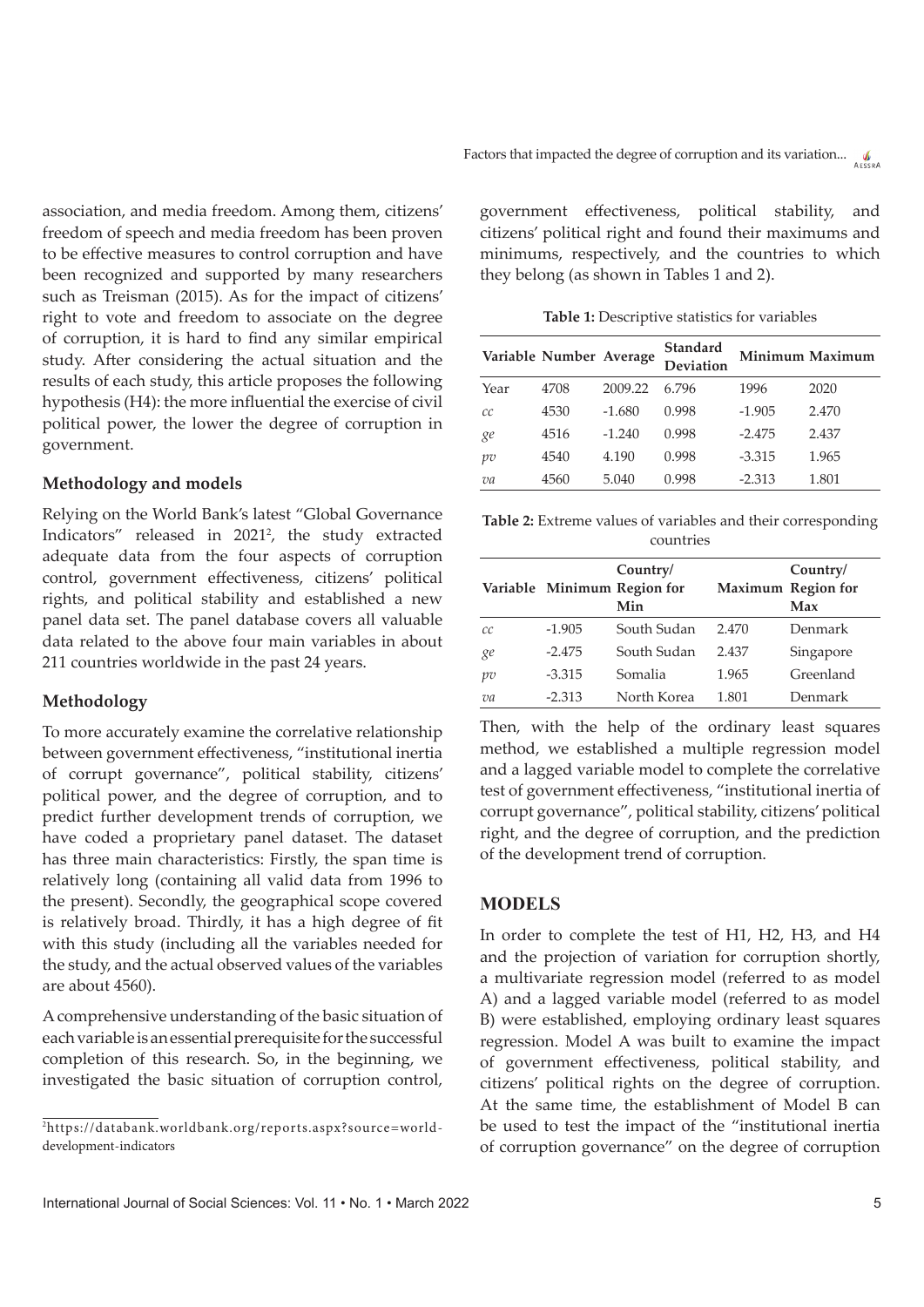association, and media freedom. Among them, citizens' freedom of speech and media freedom has been proven to be effective measures to control corruption and have been recognized and supported by many researchers such as Treisman (2015). As for the impact of citizens' right to vote and freedom to associate on the degree of corruption, it is hard to find any similar empirical study. After considering the actual situation and the results of each study, this article proposes the following hypothesis (H4): the more influential the exercise of civil political power, the lower the degree of corruption in government.

### Methodology and models

Relying on the World Bank's latest "Global Governance Indicators" released in 2021[2], the study extracted adequate data from the four aspects of corruption control, government effectiveness, citizens' political rights, and political stability and established a new panel data set. The panel database covers all valuable data related to the above four main variables in about 211 countries worldwide in the past 24 years.

### Methodology

To more accurately examine the correlative relationship between government effectiveness, "institutional inertia of corrupt governance", political stability, citizens' political power, and the degree of corruption, and to predict further development trends of corruption, we have coded a proprietary panel dataset. The dataset has three main characteristics: Firstly, the span time is relatively long (containing all valid data from 1996 to the present). Secondly, the geographical scope covered is relatively broad. Thirdly, it has a high degree of fit with this study (including all the variables needed for the study, and the actual observed values of the variables are about 4560).

A comprehensive understanding of the basic situation of each variable is an essential prerequisite for the successful completion of this research. So, in the beginning, we investigated the basic situation of corruption control, government effectiveness, political stability, and citizens' political right and found their maximums and minimums, respectively, and the countries to which they belong (as shown in Tables 1 and 2).

**Table 1:** Descriptive statistics for variables

| Variable | Number | Average | Standard Deviation | Minimum | Maximum |
|---|---|---|---|---|---|
| Year | 4708 | 2009.22 | 6.796 | 1996 | 2020 |
| *cc* | 4530 | -1.680 | 0.998 | -1.905 | 2.470 |
| *ge* | 4516 | -1.240 | 0.998 | -2.475 | 2.437 |
| *pv* | 4540 | 4.190 | 0.998 | -3.315 | 1.965 |
| *va* | 4560 | 5.040 | 0.998 | -2.313 | 1.801 |

**Table 2:** Extreme values of variables and their corresponding countries

| Variable | Minimum | Country/ Region for Min | Maximum | Country/ Region for Max |
|---|---|---|---|---|
| *cc* | -1.905 | South Sudan | 2.470 | Denmark |
| *ge* | -2.475 | South Sudan | 2.437 | Singapore |
| *pv* | -3.315 | Somalia | 1.965 | Greenland |
| *va* | -2.313 | North Korea | 1.801 | Denmark |

Then, with the help of the ordinary least squares method, we established a multiple regression model and a lagged variable model to complete the correlative test of government effectiveness, "institutional inertia of corrupt governance", political stability, citizens' political right, and the degree of corruption, and the prediction of the development trend of corruption.

## MODELS

In order to complete the test of H1, H2, H3, and H4 and the projection of variation for corruption shortly, a multivariate regression model (referred to as model A) and a lagged variable model (referred to as model B) were established, employing ordinary least squares regression. Model A was built to examine the impact of government effectiveness, political stability, and citizens' political rights on the degree of corruption. At the same time, the establishment of Model B can be used to test the impact of the "institutional inertia of corruption governance" on the degree of corruption

[2]https://databank.worldbank.org/reports.aspx?source=world-development-indicators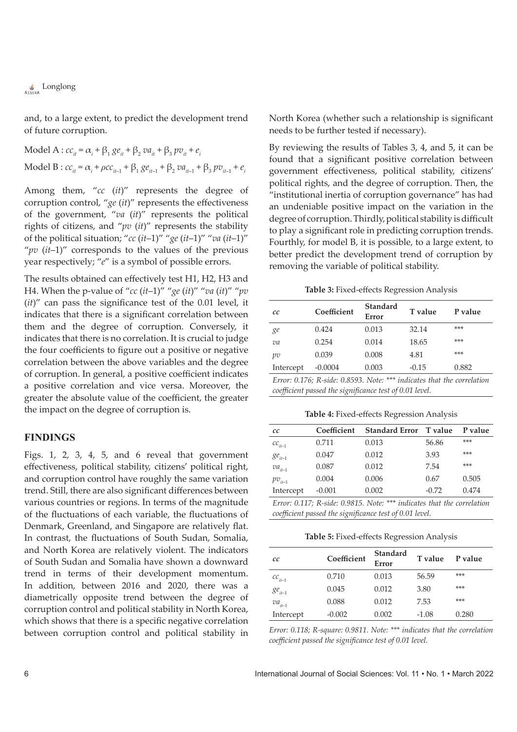and, to a large extent, to predict the development trend of future corruption.

$$\text{Model A}: cc_{it} = \alpha_i + \beta_1\, ge_{it} + \beta_2\, va_{it} + \beta_3\, pv_{it} + e_i$$

$$\text{Model B}: cc_{it} = \alpha_i + \rho cc_{it-1} + \beta_1\, ge_{it-1} + \beta_2\, va_{it-1} + \beta_3\, pv_{it-1} + e_i$$

Among them, "*cc* (*it*)" represents the degree of corruption control, "*ge* (*it*)" represents the effectiveness of the government, "*va* (*it*)" represents the political rights of citizens, and "*pv* (*it*)" represents the stability of the political situation; "*cc* (*it*–1)" "*ge* (*it*–1)" "*va* (*it*–1)" "*pv* (*it*–1)" corresponds to the values of the previous year respectively; "*e*" is a symbol of possible errors.

The results obtained can effectively test H1, H2, H3 and H4. When the p-value of "*cc* (*it*–1)" "*ge* (*it*)" "*va* (*it*)" "*pv* (*it*)" can pass the significance test of the 0.01 level, it indicates that there is a significant correlation between them and the degree of corruption. Conversely, it indicates that there is no correlation. It is crucial to judge the four coefficients to figure out a positive or negative correlation between the above variables and the degree of corruption. In general, a positive coefficient indicates a positive correlation and vice versa. Moreover, the greater the absolute value of the coefficient, the greater the impact on the degree of corruption is.

## FINDINGS

Figs. 1, 2, 3, 4, 5, and 6 reveal that government effectiveness, political stability, citizens' political right, and corruption control have roughly the same variation trend. Still, there are also significant differences between various countries or regions. In terms of the magnitude of the fluctuations of each variable, the fluctuations of Denmark, Greenland, and Singapore are relatively flat. In contrast, the fluctuations of South Sudan, Somalia, and North Korea are relatively violent. The indicators of South Sudan and Somalia have shown a downward trend in terms of their development momentum. In addition, between 2016 and 2020, there was a diametrically opposite trend between the degree of corruption control and political stability in North Korea, which shows that there is a specific negative correlation between corruption control and political stability in North Korea (whether such a relationship is significant needs to be further tested if necessary).

By reviewing the results of Tables 3, 4, and 5, it can be found that a significant positive correlation between government effectiveness, political stability, citizens' political rights, and the degree of corruption. Then, the "institutional inertia of corruption governance" has had an undeniable positive impact on the variation in the degree of corruption. Thirdly, political stability is difficult to play a significant role in predicting corruption trends. Fourthly, for model B, it is possible, to a large extent, to better predict the development trend of corruption by removing the variable of political stability.

**Table 3:** Fixed-effects Regression Analysis

| *cc* | Coefficient | Standard Error | T value | P value |
|---|---|---|---|---|
| *ge* | 0.424 | 0.013 | 32.14 | *** |
| *va* | 0.254 | 0.014 | 18.65 | *** |
| *pv* | 0.039 | 0.008 | 4.81 | *** |
| Intercept | -0.0004 | 0.003 | -0.15 | 0.882 |

*Error: 0.176; R-side: 0.8593. Note: *** indicates that the correlation coefficient passed the significance test of 0.01 level.*

**Table 4:** Fixed-effects Regression Analysis

| *cc* | Coefficient | Standard Error | T value | P value |
|---|---|---|---|---|
| $cc_{it-1}$ | 0.711 | 0.013 | 56.86 | *** |
| $ge_{it-1}$ | 0.047 | 0.012 | 3.93 | *** |
| $va_{it-1}$ | 0.087 | 0.012 | 7.54 | *** |
| $pv_{it-1}$ | 0.004 | 0.006 | 0.67 | 0.505 |
| Intercept | -0.001 | 0.002 | -0.72 | 0.474 |

*Error: 0.117; R-side: 0.9815. Note: *** indicates that the correlation coefficient passed the significance test of 0.01 level.*

**Table 5:** Fixed-effects Regression Analysis

| *cc* | Coefficient | Standard Error | T value | P value |
|---|---|---|---|---|
| $cc_{it-1}$ | 0.710 | 0.013 | 56.59 | *** |
| $ge_{it-1}$ | 0.045 | 0.012 | 3.80 | *** |
| $va_{it-1}$ | 0.088 | 0.012 | 7.53 | *** |
| Intercept | -0.002 | 0.002 | -1.08 | 0.280 |

*Error: 0.118; R-square: 0.9811. Note: *** indicates that the correlation coefficient passed the significance test of 0.01 level.*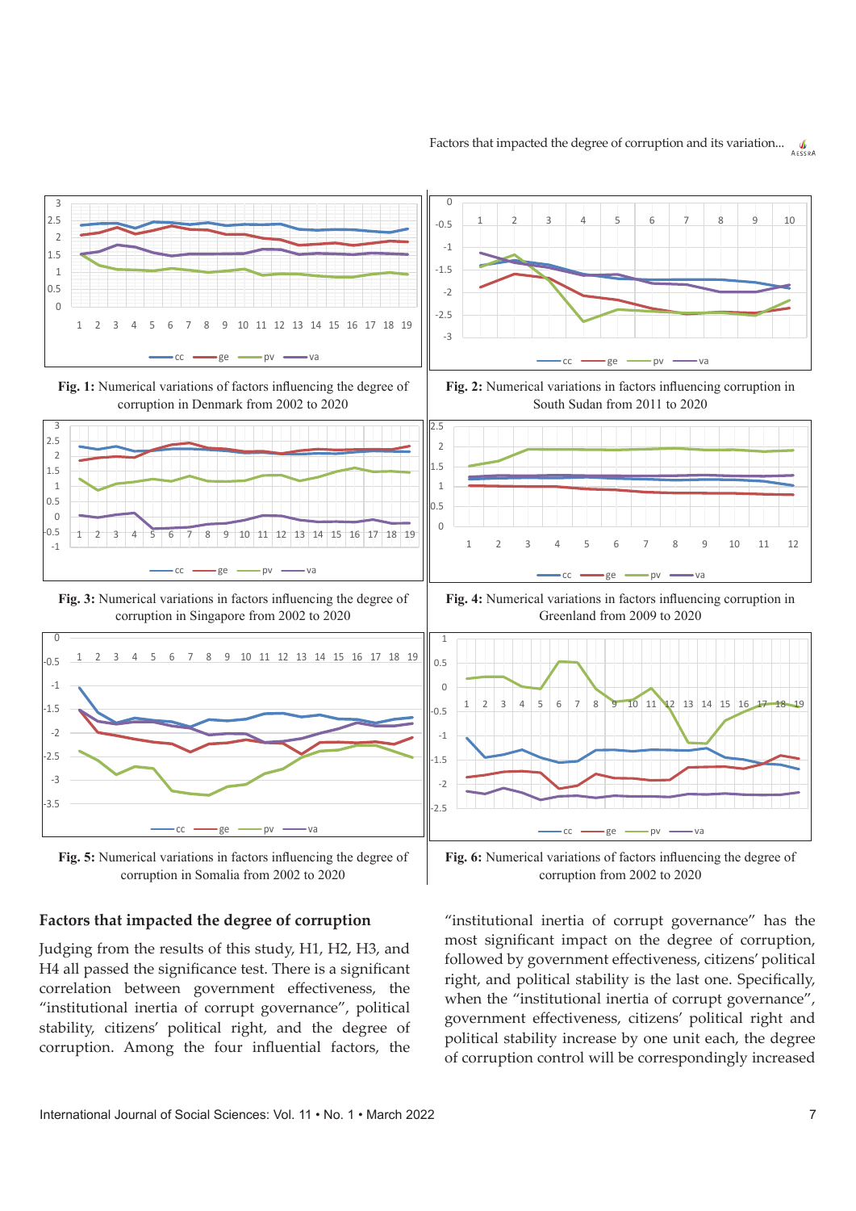**Fig. 1:** Numerical variations of factors influencing the degree of corruption in Denmark from 2002 to 2020

**Fig. 2:** Numerical variations in factors influencing corruption in South Sudan from 2011 to 2020

**Fig. 3:** Numerical variations in factors influencing the degree of corruption in Singapore from 2002 to 2020

**Fig. 4:** Numerical variations in factors influencing corruption in Greenland from 2009 to 2020

**Fig. 5:** Numerical variations in factors influencing the degree of corruption in Somalia from 2002 to 2020

**Fig. 6:** Numerical variations of factors influencing the degree of corruption from 2002 to 2020

## Factors that impacted the degree of corruption

Judging from the results of this study, H1, H2, H3, and H4 all passed the significance test. There is a significant correlation between government effectiveness, the "institutional inertia of corrupt governance", political stability, citizens' political right, and the degree of corruption. Among the four influential factors, the "institutional inertia of corrupt governance" has the most significant impact on the degree of corruption, followed by government effectiveness, citizens' political right, and political stability is the last one. Specifically, when the "institutional inertia of corrupt governance", government effectiveness, citizens' political right and political stability increase by one unit each, the degree of corruption control will be correspondingly increased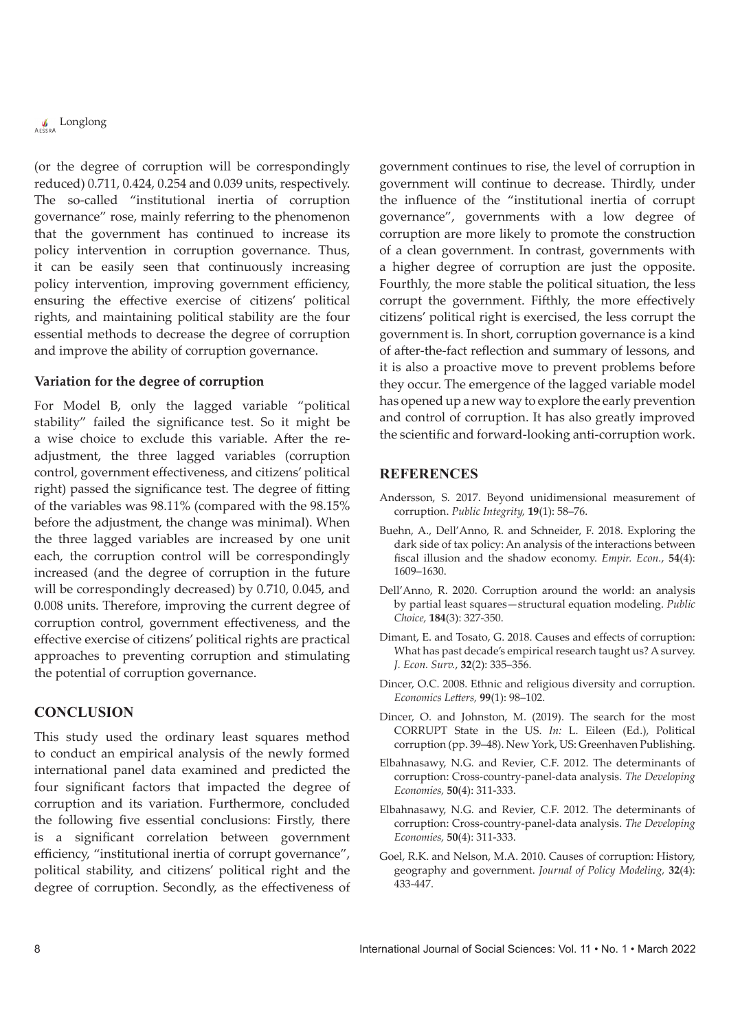(or the degree of corruption will be correspondingly reduced) 0.711, 0.424, 0.254 and 0.039 units, respectively. The so-called "institutional inertia of corruption governance" rose, mainly referring to the phenomenon that the government has continued to increase its policy intervention in corruption governance. Thus, it can be easily seen that continuously increasing policy intervention, improving government efficiency, ensuring the effective exercise of citizens' political rights, and maintaining political stability are the four essential methods to decrease the degree of corruption and improve the ability of corruption governance.

### Variation for the degree of corruption

For Model B, only the lagged variable "political stability" failed the significance test. So it might be a wise choice to exclude this variable. After the re-adjustment, the three lagged variables (corruption control, government effectiveness, and citizens' political right) passed the significance test. The degree of fitting of the variables was 98.11% (compared with the 98.15% before the adjustment, the change was minimal). When the three lagged variables are increased by one unit each, the corruption control will be correspondingly increased (and the degree of corruption in the future will be correspondingly decreased) by 0.710, 0.045, and 0.008 units. Therefore, improving the current degree of corruption control, government effectiveness, and the effective exercise of citizens' political rights are practical approaches to preventing corruption and stimulating the potential of corruption governance.

## CONCLUSION

This study used the ordinary least squares method to conduct an empirical analysis of the newly formed international panel data examined and predicted the four significant factors that impacted the degree of corruption and its variation. Furthermore, concluded the following five essential conclusions: Firstly, there is a significant correlation between government efficiency, "institutional inertia of corrupt governance", political stability, and citizens' political right and the degree of corruption. Secondly, as the effectiveness of government continues to rise, the level of corruption in government will continue to decrease. Thirdly, under the influence of the "institutional inertia of corrupt governance", governments with a low degree of corruption are more likely to promote the construction of a clean government. In contrast, governments with a higher degree of corruption are just the opposite. Fourthly, the more stable the political situation, the less corrupt the government. Fifthly, the more effectively citizens' political right is exercised, the less corrupt the government is. In short, corruption governance is a kind of after-the-fact reflection and summary of lessons, and it is also a proactive move to prevent problems before they occur. The emergence of the lagged variable model has opened up a new way to explore the early prevention and control of corruption. It has also greatly improved the scientific and forward-looking anti-corruption work.

## REFERENCES

Andersson, S. 2017. Beyond unidimensional measurement of corruption. *Public Integrity,* **19**(1): 58–76.

Buehn, A., Dell'Anno, R. and Schneider, F. 2018. Exploring the dark side of tax policy: An analysis of the interactions between fiscal illusion and the shadow economy. *Empir. Econ.*, **54**(4): 1609–1630.

Dell'Anno, R. 2020. Corruption around the world: an analysis by partial least squares—structural equation modeling. *Public Choice,* **184**(3): 327-350.

Dimant, E. and Tosato, G. 2018. Causes and effects of corruption: What has past decade's empirical research taught us? A survey. *J. Econ. Surv.*, **32**(2): 335–356.

Dincer, O.C. 2008. Ethnic and religious diversity and corruption. *Economics Letters,* **99**(1): 98–102.

Dincer, O. and Johnston, M. (2019). The search for the most CORRUPT State in the US. *In:* L. Eileen (Ed.), Political corruption (pp. 39–48). New York, US: Greenhaven Publishing.

Elbahnasawy, N.G. and Revier, C.F. 2012. The determinants of corruption: Cross-country-panel-data analysis. *The Developing Economies,* **50**(4): 311-333.

Elbahnasawy, N.G. and Revier, C.F. 2012. The determinants of corruption: Cross-country-panel-data analysis. *The Developing Economies,* **50**(4): 311-333.

Goel, R.K. and Nelson, M.A. 2010. Causes of corruption: History, geography and government. *Journal of Policy Modeling,* **32**(4): 433-447.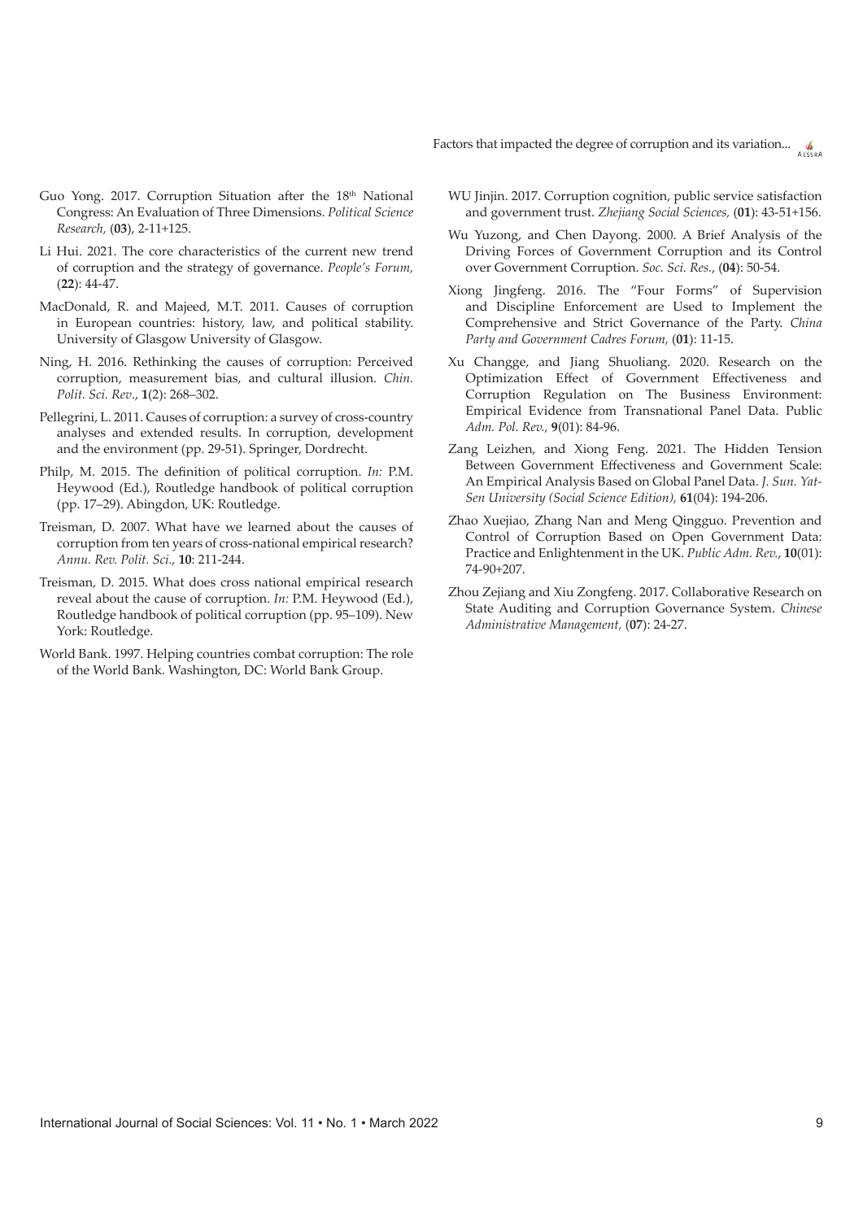Guo Yong. 2017. Corruption Situation after the 18th National Congress: An Evaluation of Three Dimensions. *Political Science Research,* (**03**), 2-11+125.

Li Hui. 2021. The core characteristics of the current new trend of corruption and the strategy of governance. *People's Forum,* (**22**): 44-47.

MacDonald, R. and Majeed, M.T. 2011. Causes of corruption in European countries: history, law, and political stability. University of Glasgow University of Glasgow.

Ning, H. 2016. Rethinking the causes of corruption: Perceived corruption, measurement bias, and cultural illusion. *Chin. Polit. Sci. Rev*., **1**(2): 268–302.

Pellegrini, L. 2011. Causes of corruption: a survey of cross-country analyses and extended results. In corruption, development and the environment (pp. 29-51). Springer, Dordrecht.

Philp, M. 2015. The definition of political corruption. *In:* P.M. Heywood (Ed.), Routledge handbook of political corruption (pp. 17–29). Abingdon, UK: Routledge.

Treisman, D. 2007. What have we learned about the causes of corruption from ten years of cross-national empirical research? *Annu. Rev. Polit. Sci.*, **10**: 211-244.

Treisman, D. 2015. What does cross national empirical research reveal about the cause of corruption. *In:* P.M. Heywood (Ed.), Routledge handbook of political corruption (pp. 95–109). New York: Routledge.

World Bank. 1997. Helping countries combat corruption: The role of the World Bank. Washington, DC: World Bank Group.

WU Jinjin. 2017. Corruption cognition, public service satisfaction and government trust. *Zhejiang Social Sciences,* (**01**): 43-51+156.

Wu Yuzong, and Chen Dayong. 2000. A Brief Analysis of the Driving Forces of Government Corruption and its Control over Government Corruption. *Soc. Sci. Res.*, (**04**): 50-54.

Xiong Jingfeng. 2016. The "Four Forms" of Supervision and Discipline Enforcement are Used to Implement the Comprehensive and Strict Governance of the Party. *China Party and Government Cadres Forum,* (**01**): 11-15.

Xu Changge, and Jiang Shuoliang. 2020. Research on the Optimization Effect of Government Effectiveness and Corruption Regulation on The Business Environment: Empirical Evidence from Transnational Panel Data. Public *Adm. Pol. Rev.,* **9**(01): 84-96.

Zang Leizhen, and Xiong Feng. 2021. The Hidden Tension Between Government Effectiveness and Government Scale: An Empirical Analysis Based on Global Panel Data. *J. Sun. Yat-Sen University (Social Science Edition),* **61**(04): 194-206.

Zhao Xuejiao, Zhang Nan and Meng Qingguo. Prevention and Control of Corruption Based on Open Government Data: Practice and Enlightenment in the UK. *Public Adm. Rev.*, **10**(01): 74-90+207.

Zhou Zejiang and Xiu Zongfeng. 2017. Collaborative Research on State Auditing and Corruption Governance System. *Chinese Administrative Management,* (**07**): 24-27.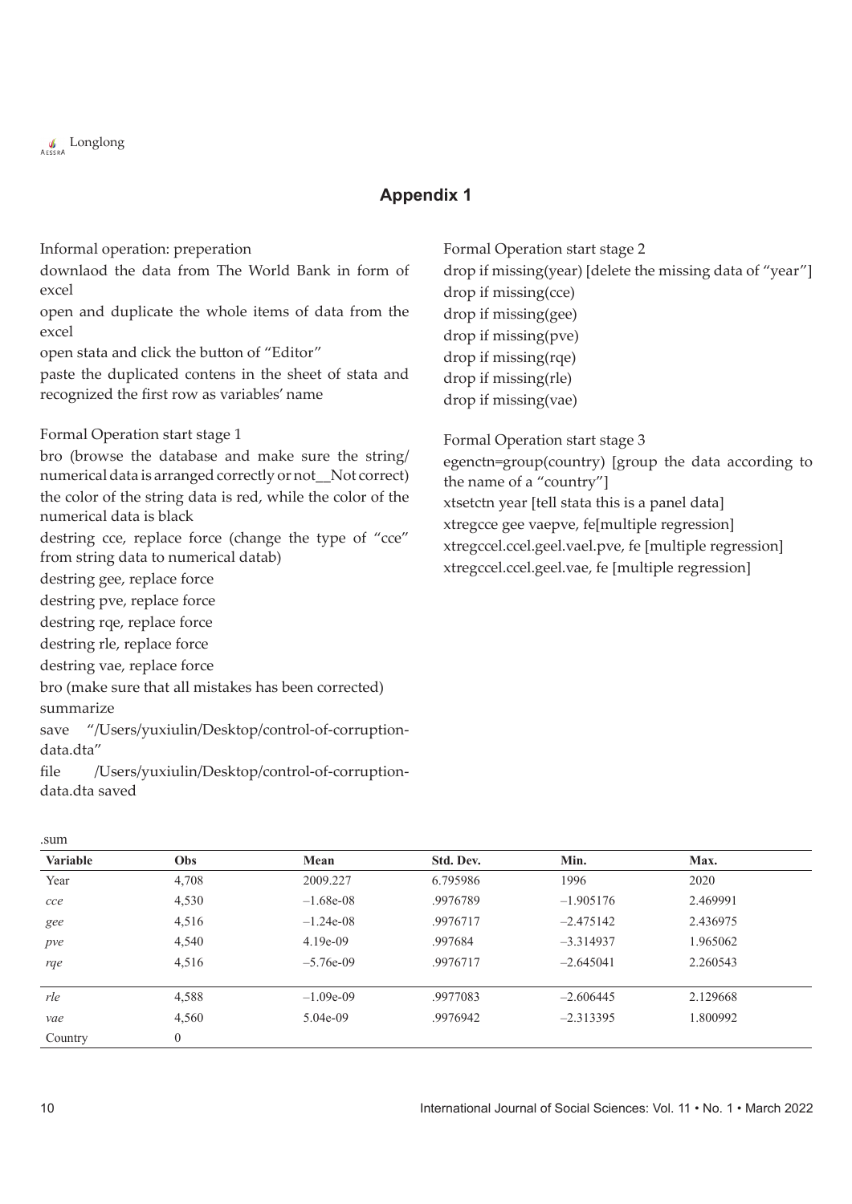## Appendix 1

Informal operation: preperation

downlaod the data from The World Bank in form of excel

open and duplicate the whole items of data from the excel

open stata and click the button of "Editor"

paste the duplicated contens in the sheet of stata and recognized the first row as variables' name

Formal Operation start stage 1

bro (browse the database and make sure the string/numerical data is arranged correctly or not__Not correct)

the color of the string data is red, while the color of the numerical data is black

destring cce, replace force (change the type of "cce" from string data to numerical datab)

destring gee, replace force

destring pve, replace force

destring rqe, replace force

destring rle, replace force

destring vae, replace force

bro (make sure that all mistakes has been corrected)

summarize

save "/Users/yuxiulin/Desktop/control-of-corruption-data.dta"

file /Users/yuxiulin/Desktop/control-of-corruption-data.dta saved

Formal Operation start stage 2

drop if missing(year) [delete the missing data of "year"]

drop if missing(cce)

drop if missing(gee)

drop if missing(pve)

drop if missing(rqe)

drop if missing(rle)

drop if missing(vae)

Formal Operation start stage 3

egenctn=group(country) [group the data according to the name of a "country"]

xtsetctn year [tell stata this is a panel data]

xtregcce gee vaepve, fe[multiple regression]

xtregccel.ccel.geel.vael.pve, fe [multiple regression]

xtregccel.ccel.geel.vae, fe [multiple regression]

.sum

| Variable | Obs | Mean | Std. Dev. | Min. | Max. |
|---|---|---|---|---|---|
| Year | 4,708 | 2009.227 | 6.795986 | 1996 | 2020 |
| *cce* | 4,530 | –1.68e-08 | .9976789 | –1.905176 | 2.469991 |
| *gee* | 4,516 | –1.24e-08 | .9976717 | –2.475142 | 2.436975 |
| *pve* | 4,540 | 4.19e-09 | .997684 | –3.314937 | 1.965062 |
| *rqe* | 4,516 | –5.76e-09 | .9976717 | –2.645041 | 2.260543 |
| *rle* | 4,588 | –1.09e-09 | .9977083 | –2.606445 | 2.129668 |
| *vae* | 4,560 | 5.04e-09 | .9976942 | –2.313395 | 1.800992 |
| Country | 0 | | | | |